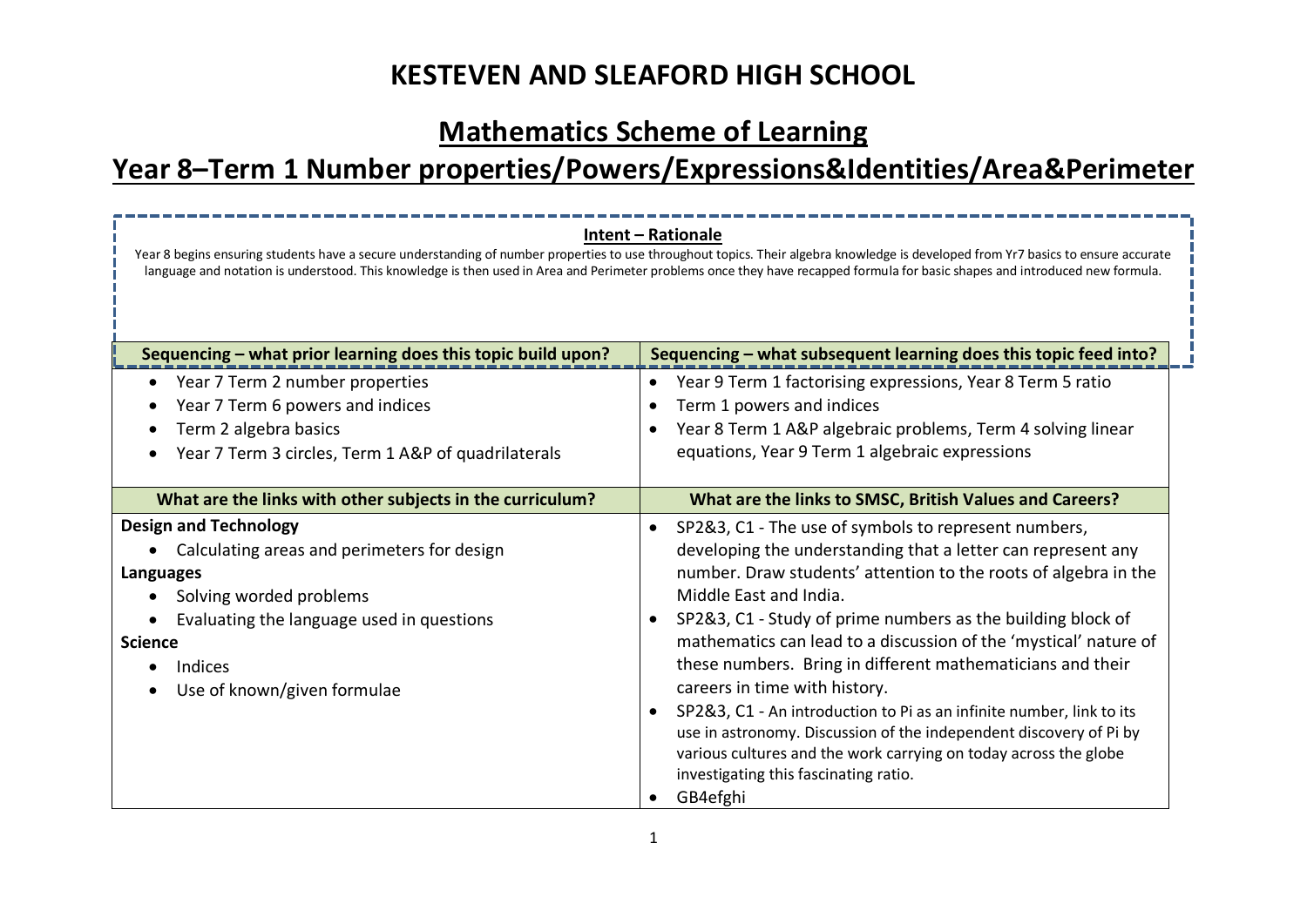# KESTEVEN AND SLEAFORD HIGH SCHOOL

## Mathematics Scheme of Learning

## Year 8–Term 1 Number properties/Powers/Expressions&Identities/Area&Perimeter

**Intent – Rationale**

Year 8 begins ensuring students have a secure understanding of number properties to use throughout topics. Their algebra knowledge is developed from Yr7 basics to ensure accurate language and notation is understood. This knowledge is then used in Area and Perimeter problems once they have recapped formula for basic shapes and introduced new formula.

| Sequencing – what prior learning does this topic build upon? | Sequencing – what subsequent learning does this topic feed into? |
|---|---|
| • Year 7 Term 2 number properties<br>• Year 7 Term 6 powers and indices<br>• Term 2 algebra basics<br>• Year 7 Term 3 circles, Term 1 A&P of quadrilaterals | • Year 9 Term 1 factorising expressions, Year 8 Term 5 ratio<br>• Term 1 powers and indices<br>• Year 8 Term 1 A&P algebraic problems, Term 4 solving linear equations, Year 9 Term 1 algebraic expressions |
| **What are the links with other subjects in the curriculum?** | **What are the links to SMSC, British Values and Careers?** |
| **Design and Technology**<br>• Calculating areas and perimeters for design<br>**Languages**<br>• Solving worded problems<br>• Evaluating the language used in questions<br>**Science**<br>• Indices<br>• Use of known/given formulae | • SP2&3, C1 - The use of symbols to represent numbers, developing the understanding that a letter can represent any number. Draw students' attention to the roots of algebra in the Middle East and India.<br>• SP2&3, C1 - Study of prime numbers as the building block of mathematics can lead to a discussion of the 'mystical' nature of these numbers. Bring in different mathematicians and their careers in time with history.<br>• SP2&3, C1 - An introduction to Pi as an infinite number, link to its use in astronomy. Discussion of the independent discovery of Pi by various cultures and the work carrying on today across the globe investigating this fascinating ratio.<br>• GB4efghi |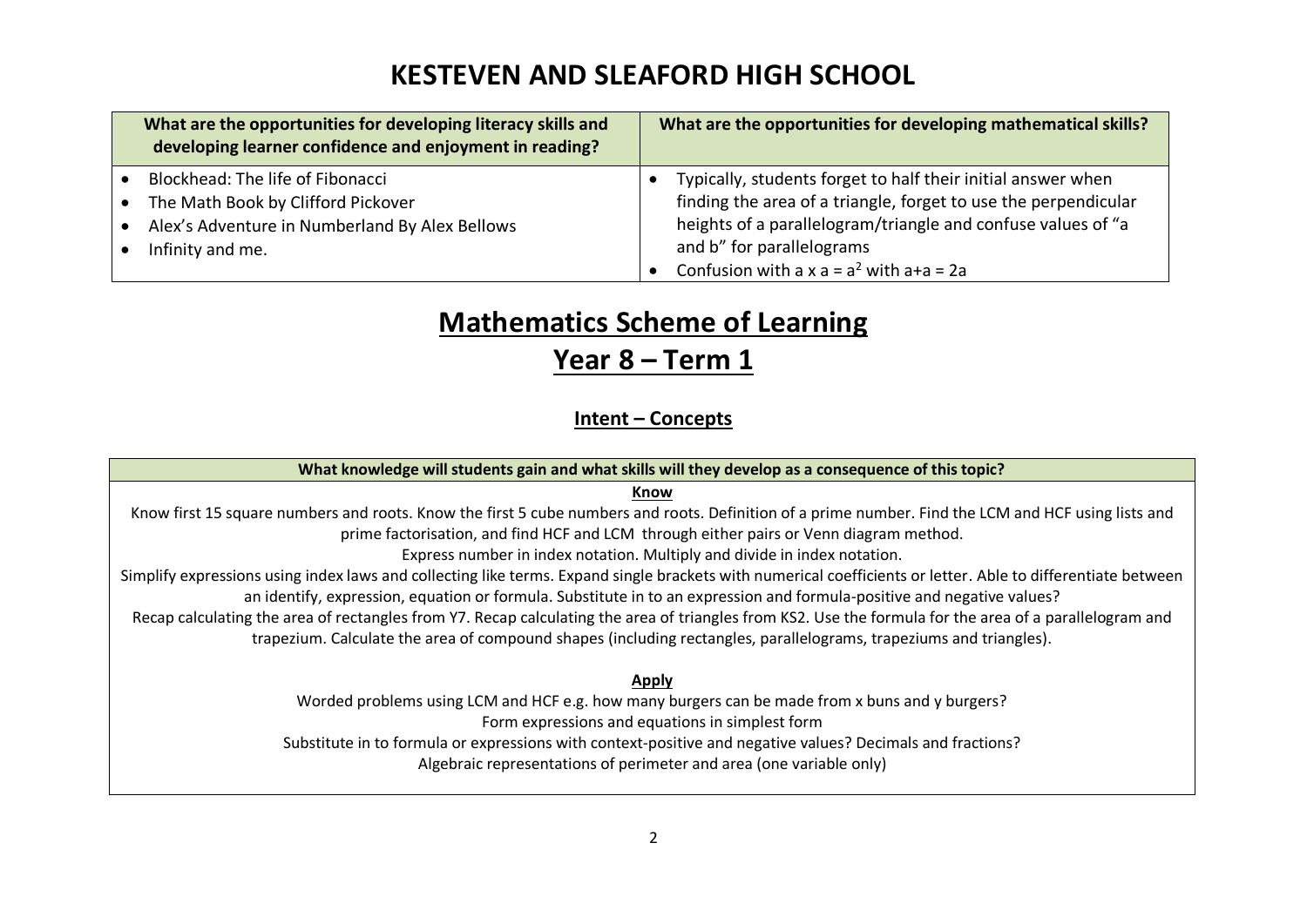# KESTEVEN AND SLEAFORD HIGH SCHOOL

| What are the opportunities for developing literacy skills and developing learner confidence and enjoyment in reading? | What are the opportunities for developing mathematical skills? |
| --- | --- |
| • Blockhead: The life of Fibonacci<br>• The Math Book by Clifford Pickover<br>• Alex's Adventure in Numberland By Alex Bellows<br>• Infinity and me. | • Typically, students forget to half their initial answer when finding the area of a triangle, forget to use the perpendicular heights of a parallelogram/triangle and confuse values of "a and b" for parallelograms<br>• Confusion with $a \times a = a^2$ with $a+a = 2a$ |

# Mathematics Scheme of Learning

## Year 8 – Term 1

### Intent – Concepts

| What knowledge will students gain and what skills will they develop as a consequence of this topic? |
| --- |
| **Know**<br>Know first 15 square numbers and roots. Know the first 5 cube numbers and roots. Definition of a prime number. Find the LCM and HCF using lists and prime factorisation, and find HCF and LCM through either pairs or Venn diagram method.<br>Express number in index notation. Multiply and divide in index notation.<br>Simplify expressions using index laws and collecting like terms. Expand single brackets with numerical coefficients or letter. Able to differentiate between an identify, expression, equation or formula. Substitute in to an expression and formula-positive and negative values?<br>Recap calculating the area of rectangles from Y7. Recap calculating the area of triangles from KS2. Use the formula for the area of a parallelogram and trapezium. Calculate the area of compound shapes (including rectangles, parallelograms, trapeziums and triangles).<br><br>**Apply**<br>Worded problems using LCM and HCF e.g. how many burgers can be made from x buns and y burgers?<br>Form expressions and equations in simplest form<br>Substitute in to formula or expressions with context-positive and negative values? Decimals and fractions?<br>Algebraic representations of perimeter and area (one variable only) |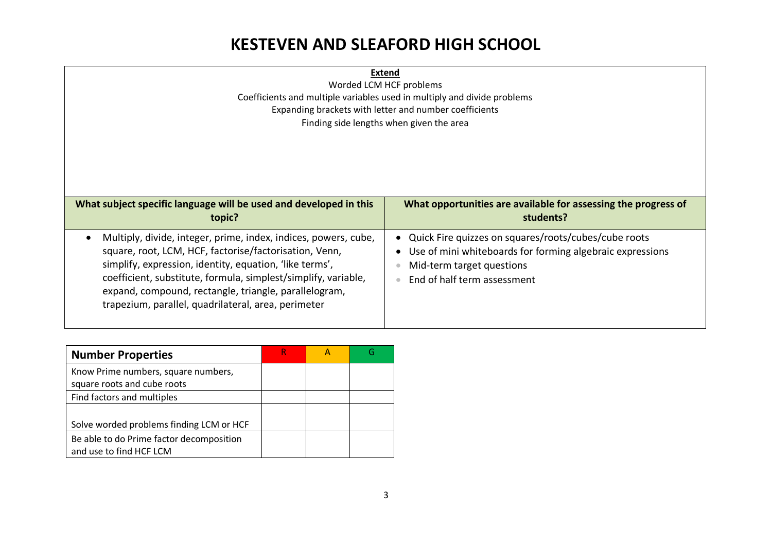# KESTEVEN AND SLEAFORD HIGH SCHOOL

**Extend**

Worded LCM HCF problems

Coefficients and multiple variables used in multiply and divide problems

Expanding brackets with letter and number coefficients

Finding side lengths when given the area

| What subject specific language will be used and developed in this topic? | What opportunities are available for assessing the progress of students? |
|---|---|
| • Multiply, divide, integer, prime, index, indices, powers, cube, square, root, LCM, HCF, factorise/factorisation, Venn, simplify, expression, identity, equation, 'like terms', coefficient, substitute, formula, simplest/simplify, variable, expand, compound, rectangle, triangle, parallelogram, trapezium, parallel, quadrilateral, area, perimeter | • Quick Fire quizzes on squares/roots/cubes/cube roots<br>• Use of mini whiteboards for forming algebraic expressions<br>• Mid-term target questions<br>• End of half term assessment |

| **Number Properties** | R | A | G |
|---|---|---|---|
| Know Prime numbers, square numbers, square roots and cube roots | | | |
| Find factors and multiples | | | |
| Solve worded problems finding LCM or HCF | | | |
| Be able to do Prime factor decomposition and use to find HCF LCM | | | |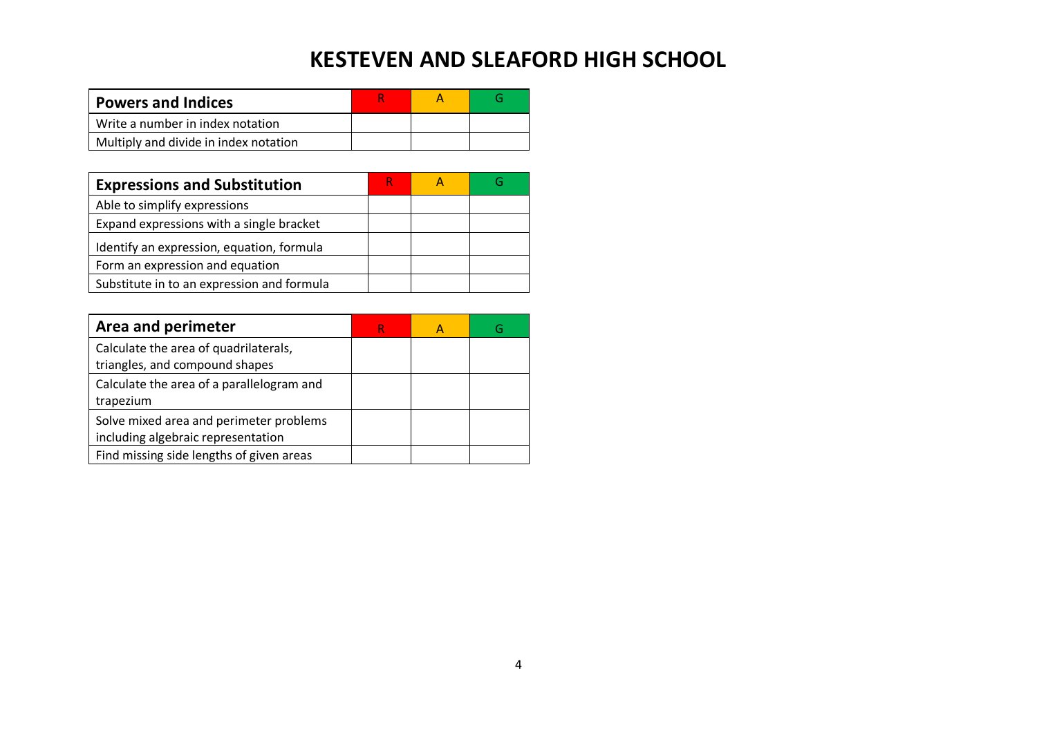# KESTEVEN AND SLEAFORD HIGH SCHOOL

| Powers and Indices | R | A | G |
| --- | --- | --- | --- |
| Write a number in index notation | | | |
| Multiply and divide in index notation | | | |

| Expressions and Substitution | R | A | G |
| --- | --- | --- | --- |
| Able to simplify expressions | | | |
| Expand expressions with a single bracket | | | |
| Identify an expression, equation, formula | | | |
| Form an expression and equation | | | |
| Substitute in to an expression and formula | | | |

| Area and perimeter | R | A | G |
| --- | --- | --- | --- |
| Calculate the area of quadrilaterals, triangles, and compound shapes | | | |
| Calculate the area of a parallelogram and trapezium | | | |
| Solve mixed area and perimeter problems including algebraic representation | | | |
| Find missing side lengths of given areas | | | |